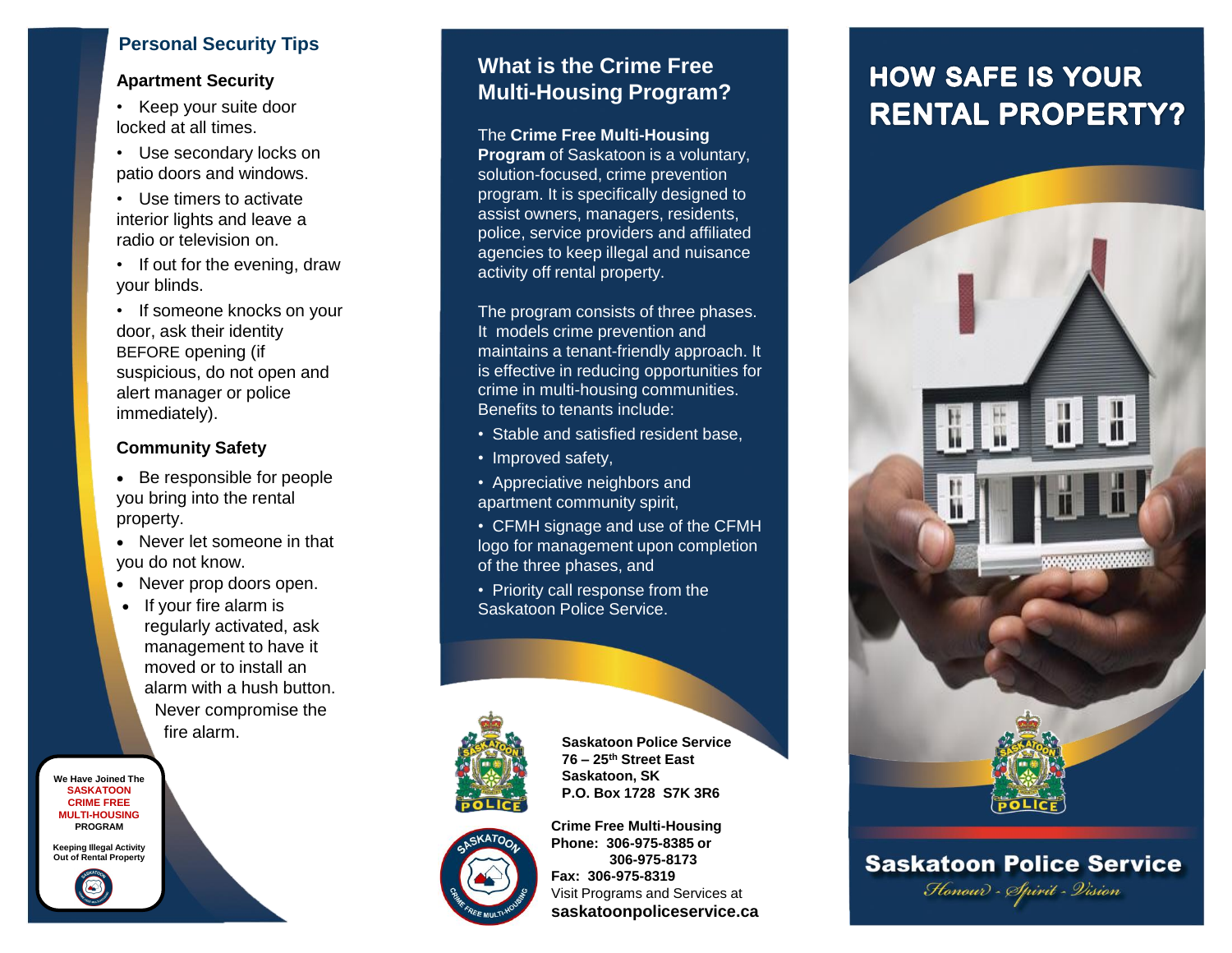## Personal Security Tips

### Apartment Security

- Keep your suite door locked at all times.
- Use secondary locks on patio doors and windows.
- Use timers to activate interior lights and leave a radio or television on.
- If out for the evening, draw your blinds.
- If someone knocks on your door, ask their identity BEFORE opening (if suspicious, do not open and alert manager or police immediately).

### Community Safety

- Be responsible for people you bring into the rental property.
- Never let someone in that you do not know.
- Never prop doors open.
- If your fire alarm is regularly activated, ask management to have it moved or to install an alarm with a hush button. Never compromise the fire alarm.

We Have Joined The **SASKATOON CRIME FREE MULTI-HOUSING** PROGRAM

Keeping Illegal Activity Out of Rental Property

## What is the Crime Free Multi-Housing Program?

The **Crime Free Multi-Housing Program** of Saskatoon is a voluntary, solution-focused, crime prevention program. It is specifically designed to assist owners, managers, residents, police, service providers and affiliated agencies to keep illegal and nuisance activity off rental property.

The program consists of three phases. It models crime prevention and maintains a tenant-friendly approach. It is effective in reducing opportunities for crime in multi-housing communities. Benefits to tenants include:

- Stable and satisfied resident base,
- Improved safety,
- Appreciative neighbors and apartment community spirit,
- CFMH signage and use of the CFMH logo for management upon completion of the three phases, and
- Priority call response from the Saskatoon Police Service.

**Saskatoon Police Service**
**76 – 25th Street East**
**Saskatoon, SK**
**P.O. Box 1728 S7K 3R6**

**Crime Free Multi-Housing**
**Phone: 306-975-8385 or**
**306-975-8173**
**Fax: 306-975-8319**
Visit Programs and Services at
**saskatoonpoliceservice.ca**

# HOW SAFE IS YOUR RENTAL PROPERTY?

**Saskatoon Police Service**

*Honour - Spirit - Vision*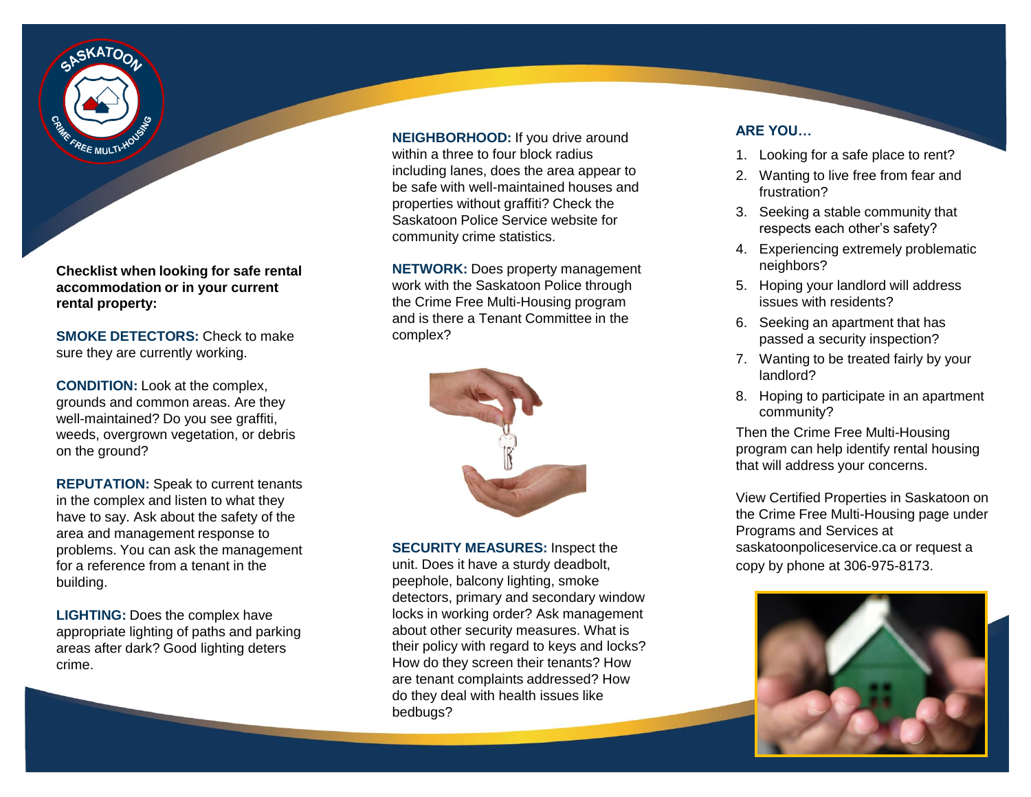**Checklist when looking for safe rental accommodation or in your current rental property:**

**SMOKE DETECTORS:** Check to make sure they are currently working.

**CONDITION:** Look at the complex, grounds and common areas. Are they well-maintained? Do you see graffiti, weeds, overgrown vegetation, or debris on the ground?

**REPUTATION:** Speak to current tenants in the complex and listen to what they have to say. Ask about the safety of the area and management response to problems. You can ask the management for a reference from a tenant in the building.

**LIGHTING:** Does the complex have appropriate lighting of paths and parking areas after dark? Good lighting deters crime.

**NEIGHBORHOOD:** If you drive around within a three to four block radius including lanes, does the area appear to be safe with well-maintained houses and properties without graffiti? Check the Saskatoon Police Service website for community crime statistics.

**NETWORK:** Does property management work with the Saskatoon Police through the Crime Free Multi-Housing program and is there a Tenant Committee in the complex?

**SECURITY MEASURES:** Inspect the unit. Does it have a sturdy deadbolt, peephole, balcony lighting, smoke detectors, primary and secondary window locks in working order? Ask management about other security measures. What is their policy with regard to keys and locks? How do they screen their tenants? How are tenant complaints addressed? How do they deal with health issues like bedbugs?

## ARE YOU…

1. Looking for a safe place to rent?
2. Wanting to live free from fear and frustration?
3. Seeking a stable community that respects each other's safety?
4. Experiencing extremely problematic neighbors?
5. Hoping your landlord will address issues with residents?
6. Seeking an apartment that has passed a security inspection?
7. Wanting to be treated fairly by your landlord?
8. Hoping to participate in an apartment community?

Then the Crime Free Multi-Housing program can help identify rental housing that will address your concerns.

View Certified Properties in Saskatoon on the Crime Free Multi-Housing page under Programs and Services at saskatoonpoliceservice.ca or request a copy by phone at 306-975-8173.